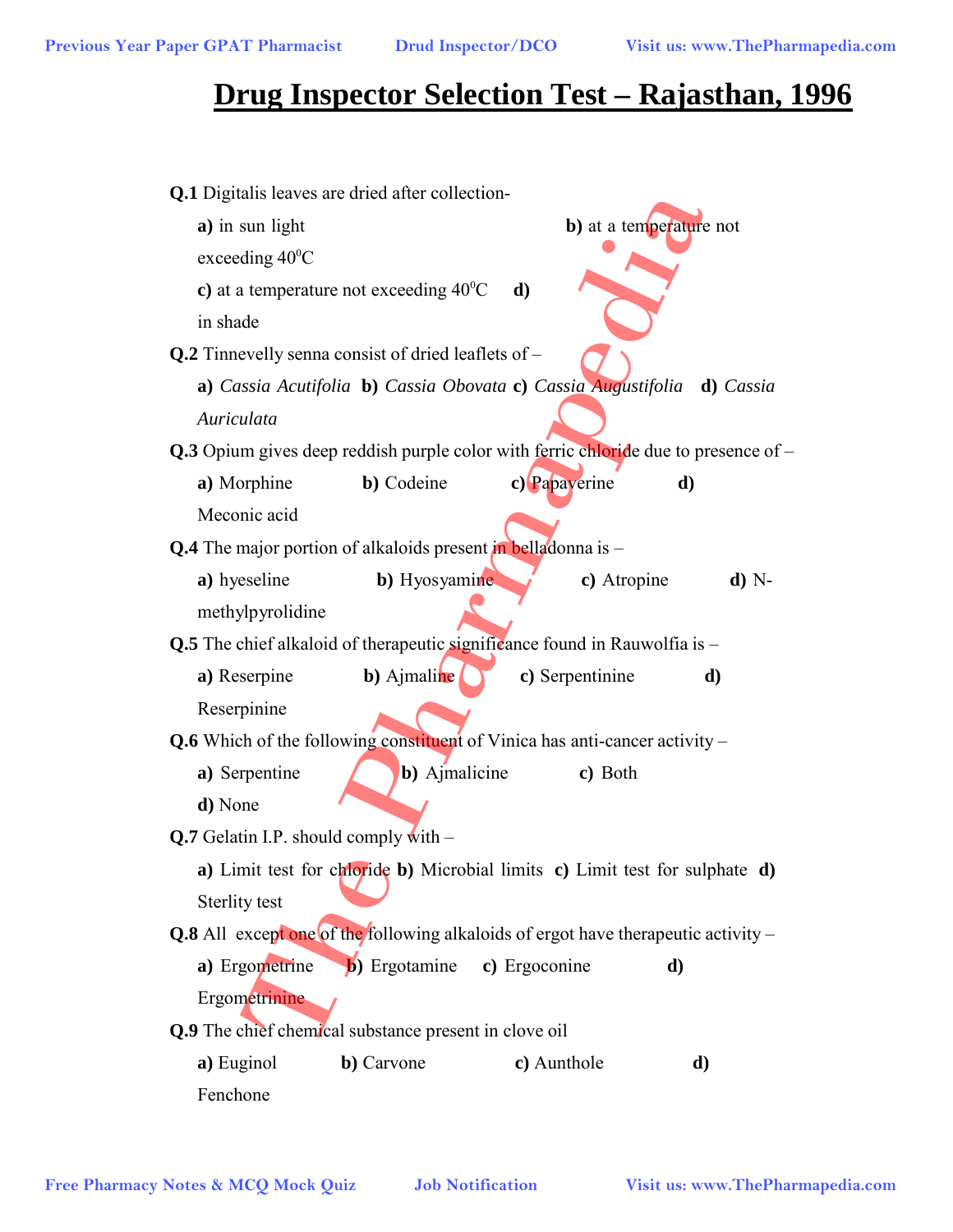# Drug Inspector Selection Test – Rajasthan, 1996

**Q.1** Digitalis leaves are dried after collection-

**a)** in sun light **b)** at a temperature not exceeding 40$^0$C

**c)** at a temperature not exceeding 40$^0$C **d)** in shade

**Q.2** Tinnevelly senna consist of dried leaflets of –

**a)** *Cassia Acutifolia* **b)** *Cassia Obovata* **c)** *Cassia Augustifolia* **d)** *Cassia Auriculata*

**Q.3** Opium gives deep reddish purple color with ferric chloride due to presence of –

**a)** Morphine **b)** Codeine **c)** Papaverine **d)** Meconic acid

**Q.4** The major portion of alkaloids present in belladonna is –

**a)** hyeseline **b)** Hyosyamine **c)** Atropine **d)** N-methylpyrolidine

**Q.5** The chief alkaloid of therapeutic significance found in Rauwolfia is –

**a)** Reserpine **b)** Ajmaline **c)** Serpentinine **d)** Reserpinine

**Q.6** Which of the following constituent of Vinica has anti-cancer activity –

**a)** Serpentine **b)** Ajmalicine **c)** Both **d)** None

**Q.7** Gelatin I.P. should comply with –

**a)** Limit test for chloride **b)** Microbial limits **c)** Limit test for sulphate **d)** Sterlity test

**Q.8** All except one of the following alkaloids of ergot have therapeutic activity –

**a)** Ergometrine **b)** Ergotamine **c)** Ergoconine **d)** Ergometrinine

**Q.9** The chief chemical substance present in clove oil

**a)** Euginol **b)** Carvone **c)** Aunthole **d)** Fenchone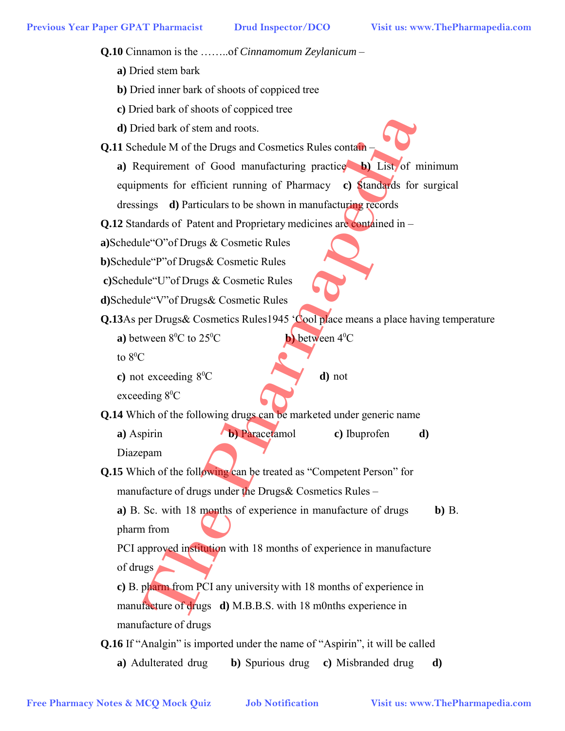**Q.10** Cinnamon is the ……..of *Cinnamomum Zeylanicum* –

**a)** Dried stem bark

**b)** Dried inner bark of shoots of coppiced tree

**c)** Dried bark of shoots of coppiced tree

**d)** Dried bark of stem and roots.

**Q.11** Schedule M of the Drugs and Cosmetics Rules contain –

**a)** Requirement of Good manufacturing practice **b)** List of minimum equipments for efficient running of Pharmacy **c)** Standards for surgical dressings **d)** Particulars to be shown in manufacturing records

**Q.12** Standards of Patent and Proprietary medicines are contained in –

**a)**Schedule"O"of Drugs & Cosmetic Rules

**b)**Schedule"P"of Drugs& Cosmetic Rules

**c)**Schedule"U"of Drugs & Cosmetic Rules

**d)**Schedule"V"of Drugs& Cosmetic Rules

**Q.13**As per Drugs& Cosmetics Rules1945 'Cool place means a place having temperature

**a)** between $8^0$C to $25^0$C **b)** between $4^0$C to $8^0$C

**c)** not exceeding $8^0$C **d)** not exceeding $8^0$C

**Q.14** Which of the following drugs can be marketed under generic name

**a)** Aspirin **b)** Paracetamol **c)** Ibuprofen **d)** Diazepam

**Q.15** Which of the following can be treated as "Competent Person" for manufacture of drugs under the Drugs& Cosmetics Rules –

**a)** B. Sc. with 18 months of experience in manufacture of drugs **b)** B. pharm from PCI approved institution with 18 months of experience in manufacture of drugs

**c)** B. pharm from PCI any university with 18 months of experience in manufacture of drugs **d)** M.B.B.S. with 18 m0nths experience in manufacture of drugs

**Q.16** If "Analgin" is imported under the name of "Aspirin", it will be called

**a)** Adulterated drug **b)** Spurious drug **c)** Misbranded drug **d)**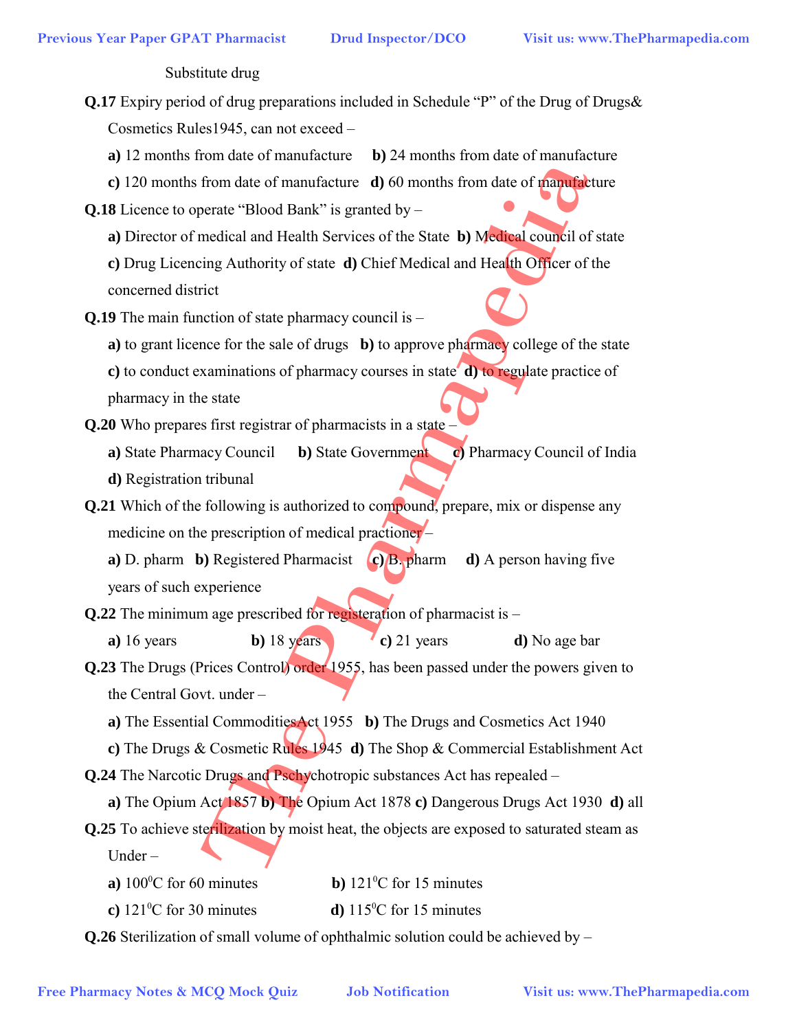Substitute drug

**Q.17** Expiry period of drug preparations included in Schedule "P" of the Drug of Drugs& Cosmetics Rules1945, can not exceed –

**a)** 12 months from date of manufacture **b)** 24 months from date of manufacture

**c)** 120 months from date of manufacture **d)** 60 months from date of manufacture

**Q.18** Licence to operate "Blood Bank" is granted by –

**a)** Director of medical and Health Services of the State **b)** Medical council of state

**c)** Drug Licencing Authority of state **d)** Chief Medical and Health Officer of the concerned district

**Q.19** The main function of state pharmacy council is –

**a)** to grant licence for the sale of drugs **b)** to approve pharmacy college of the state

**c)** to conduct examinations of pharmacy courses in state **d)** to regulate practice of pharmacy in the state

**Q.20** Who prepares first registrar of pharmacists in a state –

**a)** State Pharmacy Council **b)** State Government **c)** Pharmacy Council of India

**d)** Registration tribunal

**Q.21** Which of the following is authorized to compound, prepare, mix or dispense any medicine on the prescription of medical practioner –

**a)** D. pharm **b)** Registered Pharmacist **c)** B. pharm **d)** A person having five years of such experience

**Q.22** The minimum age prescribed for registeration of pharmacist is –

**a)** 16 years **b)** 18 years **c)** 21 years **d)** No age bar

**Q.23** The Drugs (Prices Control) order 1955, has been passed under the powers given to the Central Govt. under –

**a)** The Essential CommoditiesAct 1955 **b)** The Drugs and Cosmetics Act 1940

**c)** The Drugs & Cosmetic Rules 1945 **d)** The Shop & Commercial Establishment Act

**Q.24** The Narcotic Drugs and Pschychotropic substances Act has repealed –

**a)** The Opium Act 1857 **b)** The Opium Act 1878 **c)** Dangerous Drugs Act 1930 **d)** all

**Q.25** To achieve sterilization by moist heat, the objects are exposed to saturated steam as Under –

**a)** $100^0$C for 60 minutes **b)** $121^0$C for 15 minutes

**c)** $121^0$C for 30 minutes **d)** $115^0$C for 15 minutes

**Q.26** Sterilization of small volume of ophthalmic solution could be achieved by –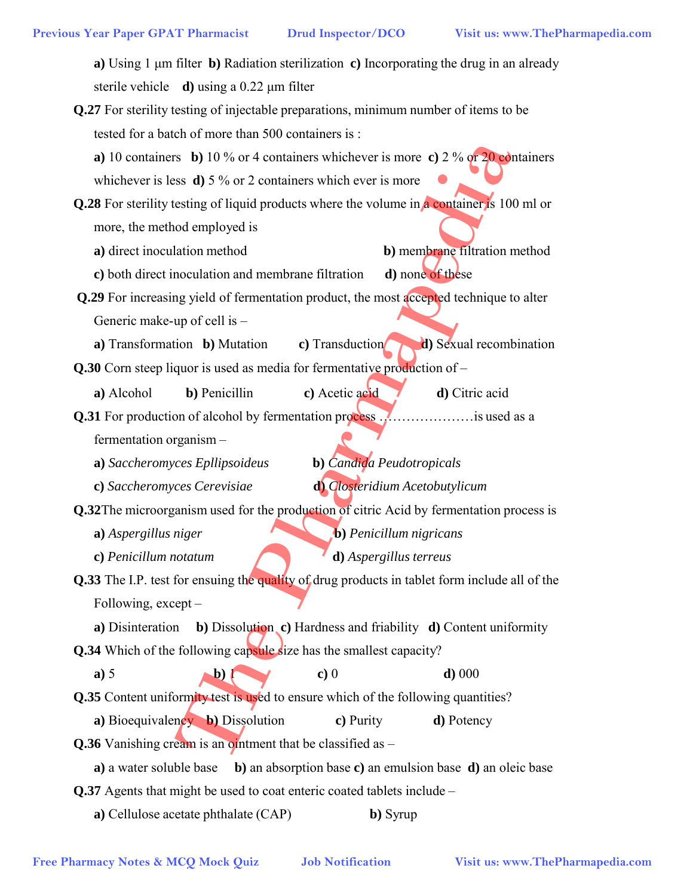**a)** Using 1 µm filter **b)** Radiation sterilization **c)** Incorporating the drug in an already sterile vehicle **d)** using a 0.22 µm filter

**Q.27** For sterility testing of injectable preparations, minimum number of items to be tested for a batch of more than 500 containers is :

**a)** 10 containers **b)** 10 % or 4 containers whichever is more **c)** 2 % or 20 containers whichever is less **d)** 5 % or 2 containers which ever is more

**Q.28** For sterility testing of liquid products where the volume in a container is 100 ml or more, the method employed is

**a)** direct inoculation method **b)** membrane filtration method

**c)** both direct inoculation and membrane filtration **d)** none of these

**Q.29** For increasing yield of fermentation product, the most accepted technique to alter Generic make-up of cell is –

**a)** Transformation **b)** Mutation **c)** Transduction **d)** Sexual recombination

**Q.30** Corn steep liquor is used as media for fermentative production of –

**a)** Alcohol **b)** Penicillin **c)** Acetic acid **d)** Citric acid

**Q.31** For production of alcohol by fermentation process …………………is used as a fermentation organism –

**a)** *Saccheromyces Epllipsoideus* **b)** *Candida Peudotropicals*

**c)** *Saccheromyces Cerevisiae* **d)** *Closteridium Acetobutylicum*

**Q.32** The microorganism used for the production of citric Acid by fermentation process is

**a)** *Aspergillus niger* **b)** *Penicillum nigricans*

**c)** *Penicillum notatum* **d)** *Aspergillus terreus*

**Q.33** The I.P. test for ensuing the quality of drug products in tablet form include all of the Following, except –

**a)** Disinteration **b)** Dissolution **c)** Hardness and friability **d)** Content uniformity

**Q.34** Which of the following capsule size has the smallest capacity?

**a)** 5 **b)** 1 **c)** 0 **d)** 000

**Q.35** Content uniformity test is used to ensure which of the following quantities?

**a)** Bioequivalency **b)** Dissolution **c)** Purity **d)** Potency

**Q.36** Vanishing cream is an ointment that be classified as –

**a)** a water soluble base **b)** an absorption base **c)** an emulsion base **d)** an oleic base

**Q.37** Agents that might be used to coat enteric coated tablets include –

**a)** Cellulose acetate phthalate (CAP) **b)** Syrup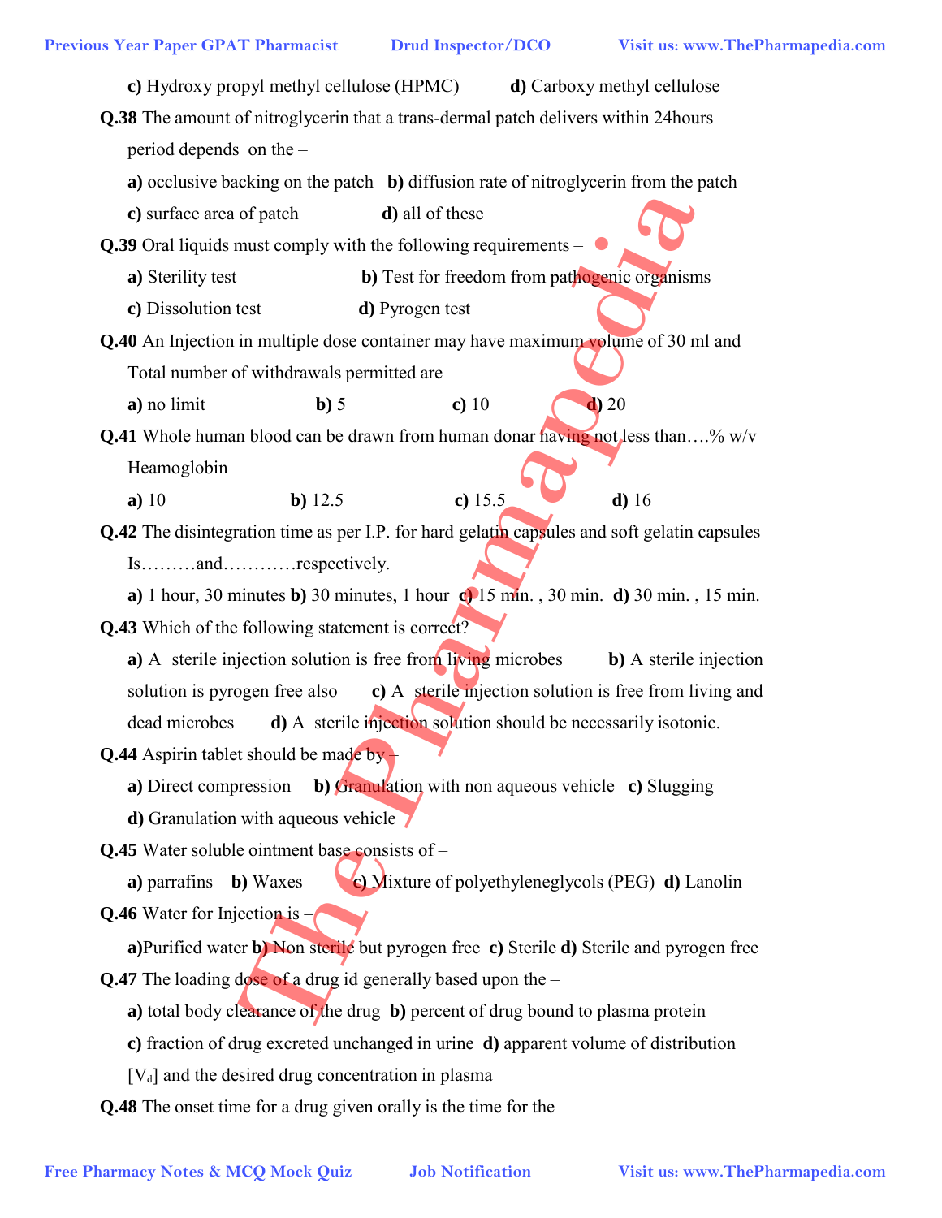**c)** Hydroxy propyl methyl cellulose (HPMC) **d)** Carboxy methyl cellulose

**Q.38** The amount of nitroglycerin that a trans-dermal patch delivers within 24hours period depends on the –

**a)** occlusive backing on the patch **b)** diffusion rate of nitroglycerin from the patch

**c)** surface area of patch **d)** all of these

**Q.39** Oral liquids must comply with the following requirements –

**a)** Sterility test **b)** Test for freedom from pathogenic organisms

**c)** Dissolution test **d)** Pyrogen test

**Q.40** An Injection in multiple dose container may have maximum volume of 30 ml and Total number of withdrawals permitted are –

**a)** no limit **b)** 5 **c)** 10 **d)** 20

**Q.41** Whole human blood can be drawn from human donar having not less than….% w/v Heamoglobin –

**a)** 10 **b)** 12.5 **c)** 15.5 **d)** 16

**Q.42** The disintegration time as per I.P. for hard gelatin capsules and soft gelatin capsules Is………and…………respectively.

**a)** 1 hour, 30 minutes **b)** 30 minutes, 1 hour **c)** 15 min. , 30 min. **d)** 30 min. , 15 min.

**Q.43** Which of the following statement is correct?

**a)** A sterile injection solution is free from living microbes **b)** A sterile injection solution is pyrogen free also **c)** A sterile injection solution is free from living and dead microbes **d)** A sterile injection solution should be necessarily isotonic.

**Q.44** Aspirin tablet should be made by –

**a)** Direct compression **b)** Granulation with non aqueous vehicle **c)** Slugging

**d)** Granulation with aqueous vehicle

**Q.45** Water soluble ointment base consists of –

**a)** parrafins **b)** Waxes **c)** Mixture of polyethyleneglycols (PEG) **d)** Lanolin

**Q.46** Water for Injection is –

**a)**Purified water **b)** Non sterile but pyrogen free **c)** Sterile **d)** Sterile and pyrogen free

**Q.47** The loading dose of a drug id generally based upon the –

**a)** total body clearance of the drug **b)** percent of drug bound to plasma protein

**c)** fraction of drug excreted unchanged in urine **d)** apparent volume of distribution [$V_d$] and the desired drug concentration in plasma

**Q.48** The onset time for a drug given orally is the time for the –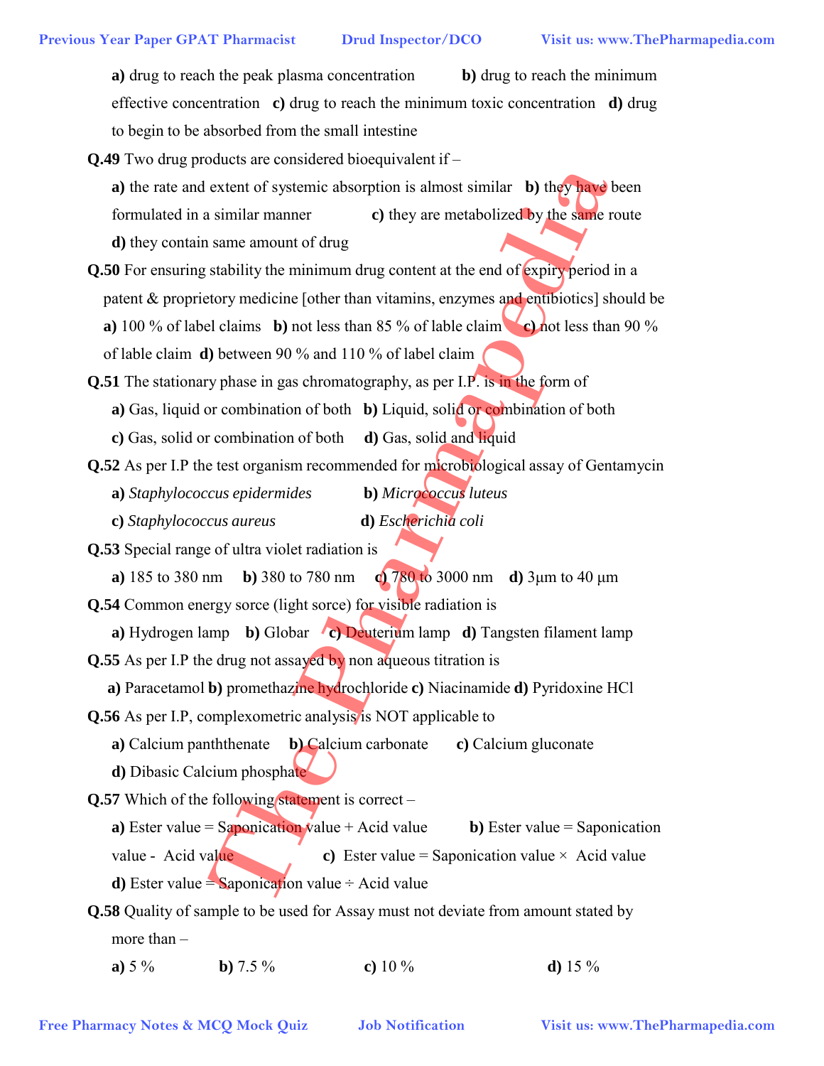**a)** drug to reach the peak plasma concentration **b)** drug to reach the minimum effective concentration **c)** drug to reach the minimum toxic concentration **d)** drug to begin to be absorbed from the small intestine

**Q.49** Two drug products are considered bioequivalent if –

**a)** the rate and extent of systemic absorption is almost similar **b)** they have been formulated in a similar manner **c)** they are metabolized by the same route **d)** they contain same amount of drug

**Q.50** For ensuring stability the minimum drug content at the end of expiry period in a patent & proprietory medicine [other than vitamins, enzymes and entibiotics] should be

**a)** 100 % of label claims **b)** not less than 85 % of lable claim **c)** not less than 90 % of lable claim **d)** between 90 % and 110 % of label claim

**Q.51** The stationary phase in gas chromatography, as per I.P. is in the form of

**a)** Gas, liquid or combination of both **b)** Liquid, solid or combination of both **c)** Gas, solid or combination of both **d)** Gas, solid and liquid

**Q.52** As per I.P the test organism recommended for microbiological assay of Gentamycin

**a)** *Staphylococcus epidermides* **b)** *Micrococcus luteus* **c)** *Staphylococcus aureus* **d)** *Escherichia coli*

**Q.53** Special range of ultra violet radiation is

**a)** 185 to 380 nm **b)** 380 to 780 nm **c)** 780 to 3000 nm **d)** 3µm to 40 µm

**Q.54** Common energy sorce (light sorce) for visible radiation is

**a)** Hydrogen lamp **b)** Globar **c)** Deuterium lamp **d)** Tangsten filament lamp

**Q.55** As per I.P the drug not assayed by non aqueous titration is

**a)** Paracetamol **b)** promethazine hydrochloride **c)** Niacinamide **d)** Pyridoxine HCl

**Q.56** As per I.P, complexometric analysis is NOT applicable to

**a)** Calcium panththenate **b)** Calcium carbonate **c)** Calcium gluconate **d)** Dibasic Calcium phosphate

**Q.57** Which of the following statement is correct –

**a)** Ester value = Saponication value + Acid value **b)** Ester value = Saponication value - Acid value **c)** Ester value = Saponication value × Acid value **d)** Ester value = Saponication value ÷ Acid value

**Q.58** Quality of sample to be used for Assay must not deviate from amount stated by more than –

**a)** 5 % **b)** 7.5 % **c)** 10 % **d)** 15 %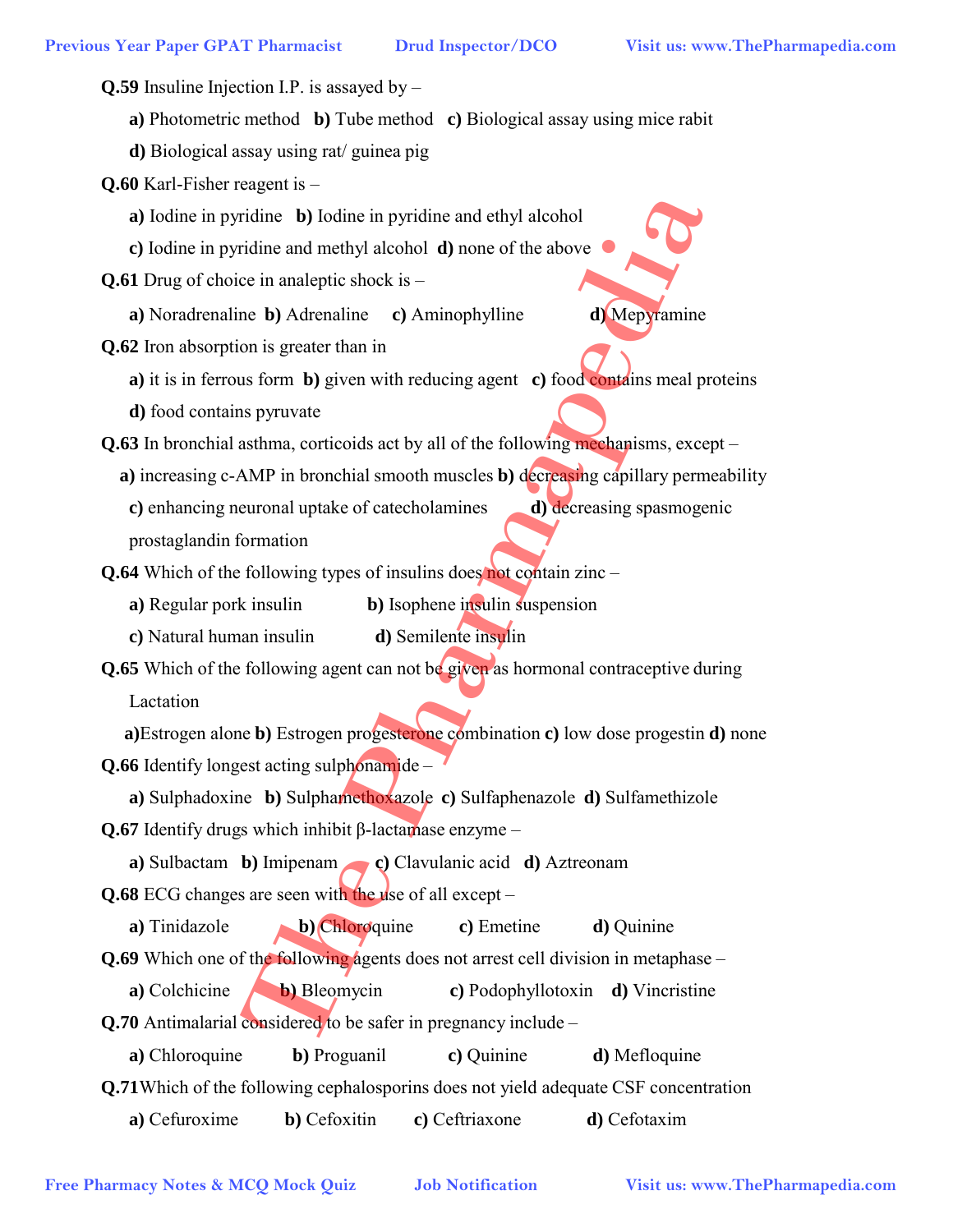**Q.59** Insuline Injection I.P. is assayed by –

**a)** Photometric method **b)** Tube method **c)** Biological assay using mice rabit

**d)** Biological assay using rat/ guinea pig

**Q.60** Karl-Fisher reagent is –

**a)** Iodine in pyridine **b)** Iodine in pyridine and ethyl alcohol

**c)** Iodine in pyridine and methyl alcohol **d)** none of the above

**Q.61** Drug of choice in analeptic shock is –

**a)** Noradrenaline **b)** Adrenaline **c)** Aminophylline **d)** Mepyramine

**Q.62** Iron absorption is greater than in

**a)** it is in ferrous form **b)** given with reducing agent **c)** food contains meal proteins

**d)** food contains pyruvate

**Q.63** In bronchial asthma, corticoids act by all of the following mechanisms, except –

**a)** increasing c-AMP in bronchial smooth muscles **b)** decreasing capillary permeability

**c)** enhancing neuronal uptake of catecholamines **d)** decreasing spasmogenic prostaglandin formation

**Q.64** Which of the following types of insulins does not contain zinc –

**a)** Regular pork insulin **b)** Isophene insulin suspension

**c)** Natural human insulin **d)** Semilente insulin

**Q.65** Which of the following agent can not be given as hormonal contraceptive during Lactation

**a)** Estrogen alone **b)** Estrogen progesterone combination **c)** low dose progestin **d)** none

**Q.66** Identify longest acting sulphonamide –

**a)** Sulphadoxine **b)** Sulphamethoxazole **c)** Sulfaphenazole **d)** Sulfamethizole

**Q.67** Identify drugs which inhibit β-lactamase enzyme –

**a)** Sulbactam **b)** Imipenam **c)** Clavulanic acid **d)** Aztreonam

**Q.68** ECG changes are seen with the use of all except –

**a)** Tinidazole **b)** Chloroquine **c)** Emetine **d)** Quinine

**Q.69** Which one of the following agents does not arrest cell division in metaphase –

**a)** Colchicine **b)** Bleomycin **c)** Podophyllotoxin **d)** Vincristine

**Q.70** Antimalarial considered to be safer in pregnancy include –

**a)** Chloroquine **b)** Proguanil **c)** Quinine **d)** Mefloquine

**Q.71** Which of the following cephalosporins does not yield adequate CSF concentration

**a)** Cefuroxime **b)** Cefoxitin **c)** Ceftriaxone **d)** Cefotaxim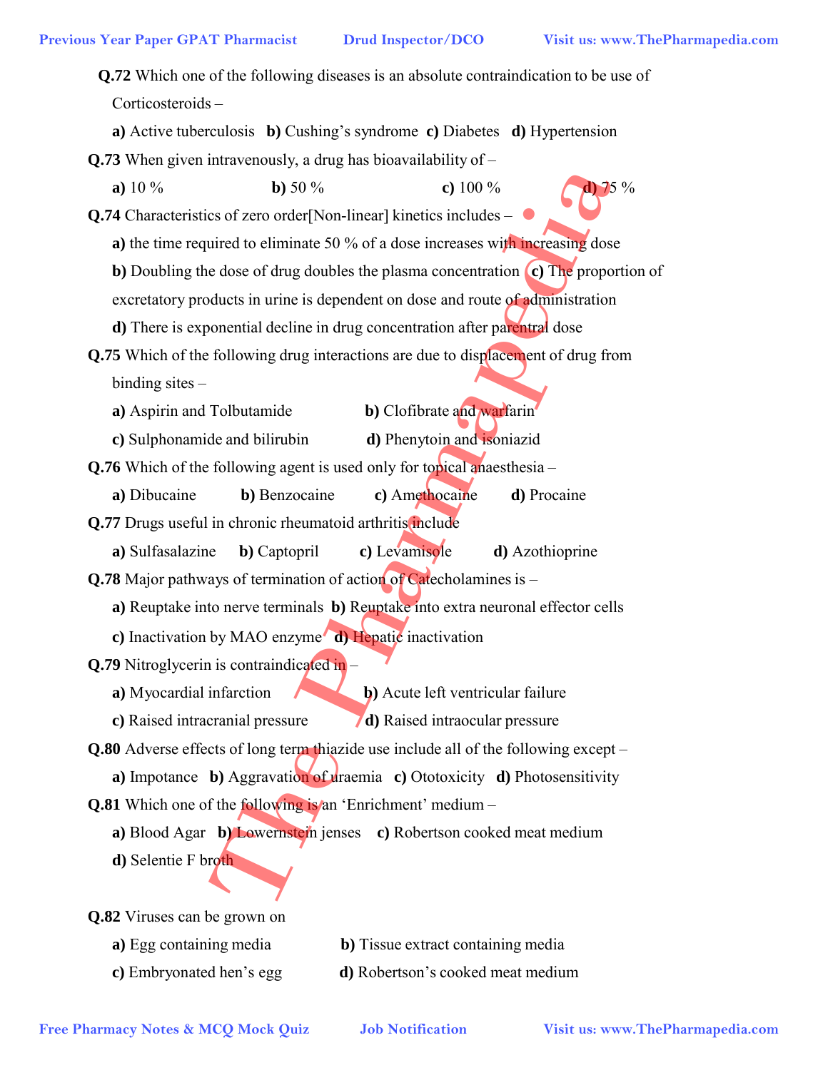**Q.72** Which one of the following diseases is an absolute contraindication to be use of Corticosteroids –

**a)** Active tuberculosis **b)** Cushing's syndrome **c)** Diabetes **d)** Hypertension

**Q.73** When given intravenously, a drug has bioavailability of –

**a)** 10 % **b)** 50 % **c)** 100 % **d)** 75 %

**Q.74** Characteristics of zero order[Non-linear] kinetics includes –

**a)** the time required to eliminate 50 % of a dose increases with increasing dose

**b)** Doubling the dose of drug doubles the plasma concentration **c)** The proportion of excretatory products in urine is dependent on dose and route of administration

**d)** There is exponential decline in drug concentration after parentral dose

**Q.75** Which of the following drug interactions are due to displacement of drug from binding sites –

**a)** Aspirin and Tolbutamide **b)** Clofibrate and warfarin

**c)** Sulphonamide and bilirubin **d)** Phenytoin and isoniazid

**Q.76** Which of the following agent is used only for topical anaesthesia –

**a)** Dibucaine **b)** Benzocaine **c)** Amethocaine **d)** Procaine

**Q.77** Drugs useful in chronic rheumatoid arthritis include

**a)** Sulfasalazine **b)** Captopril **c)** Levamisole **d)** Azothioprine

**Q.78** Major pathways of termination of action of Catecholamines is –

**a)** Reuptake into nerve terminals **b)** Reuptake into extra neuronal effector cells

**c)** Inactivation by MAO enzyme **d)** Hepatic inactivation

**Q.79** Nitroglycerin is contraindicated in –

**a)** Myocardial infarction **b)** Acute left ventricular failure

**c)** Raised intracranial pressure **d)** Raised intraocular pressure

**Q.80** Adverse effects of long term thiazide use include all of the following except –

**a)** Impotance **b)** Aggravation of uraemia **c)** Ototoxicity **d)** Photosensitivity

**Q.81** Which one of the following is an 'Enrichment' medium –

**a)** Blood Agar **b)** Lowernstein jenses **c)** Robertson cooked meat medium

**d)** Selentie F broth

**Q.82** Viruses can be grown on

**a)** Egg containing media **b)** Tissue extract containing media

**c)** Embryonated hen's egg **d)** Robertson's cooked meat medium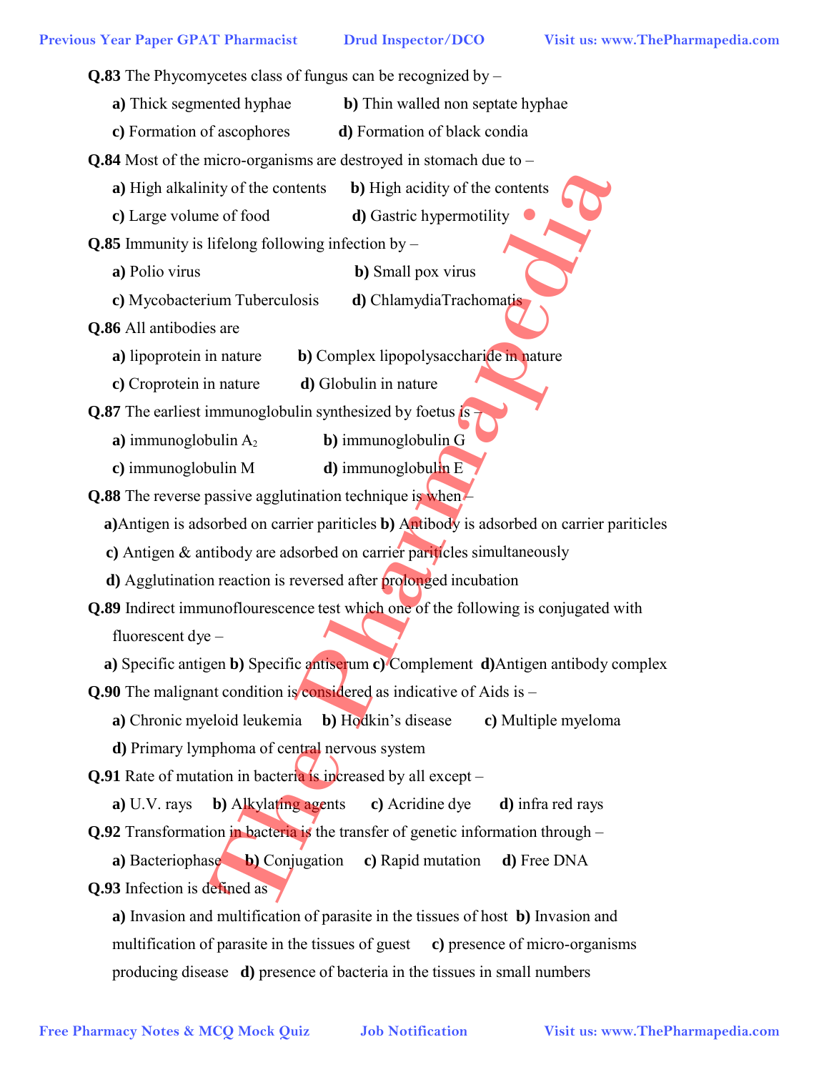**Q.83** The Phycomycetes class of fungus can be recognized by –

**a)** Thick segmented hyphae **b)** Thin walled non septate hyphae

**c)** Formation of ascophores **d)** Formation of black condia

**Q.84** Most of the micro-organisms are destroyed in stomach due to –

**a)** High alkalinity of the contents **b)** High acidity of the contents

**c)** Large volume of food **d)** Gastric hypermotility

**Q.85** Immunity is lifelong following infection by –

**a)** Polio virus **b)** Small pox virus

**c)** Mycobacterium Tuberculosis **d)** ChlamydiaTrachomatis

**Q.86** All antibodies are

**a)** lipoprotein in nature **b)** Complex lipopolysaccharide in nature

**c)** Croprotein in nature **d)** Globulin in nature

**Q.87** The earliest immunoglobulin synthesized by foetus is –

**a)** immunoglobulin $A_2$ **b)** immunoglobulin G

**c)** immunoglobulin M **d)** immunoglobulin E

**Q.88** The reverse passive agglutination technique is when –

**a)**Antigen is adsorbed on carrier pariticles **b)** Antibody is adsorbed on carrier pariticles

**c)** Antigen & antibody are adsorbed on carrier pariticles simultaneously

**d)** Agglutination reaction is reversed after prolonged incubation

**Q.89** Indirect immunoflourescence test which one of the following is conjugated with fluorescent dye –

**a)** Specific antigen **b)** Specific antiserum **c)** Complement **d)**Antigen antibody complex

**Q.90** The malignant condition is considered as indicative of Aids is –

**a)** Chronic myeloid leukemia **b)** Hodkin's disease **c)** Multiple myeloma

**d)** Primary lymphoma of central nervous system

**Q.91** Rate of mutation in bacteria is increased by all except –

**a)** U.V. rays **b)** Alkylating agents **c)** Acridine dye **d)** infra red rays

**Q.92** Transformation in bacteria is the transfer of genetic information through –

**a)** Bacteriophase **b)** Conjugation **c)** Rapid mutation **d)** Free DNA

**Q.93** Infection is defined as

**a)** Invasion and multification of parasite in the tissues of host **b)** Invasion and multification of parasite in the tissues of guest **c)** presence of micro-organisms producing disease **d)** presence of bacteria in the tissues in small numbers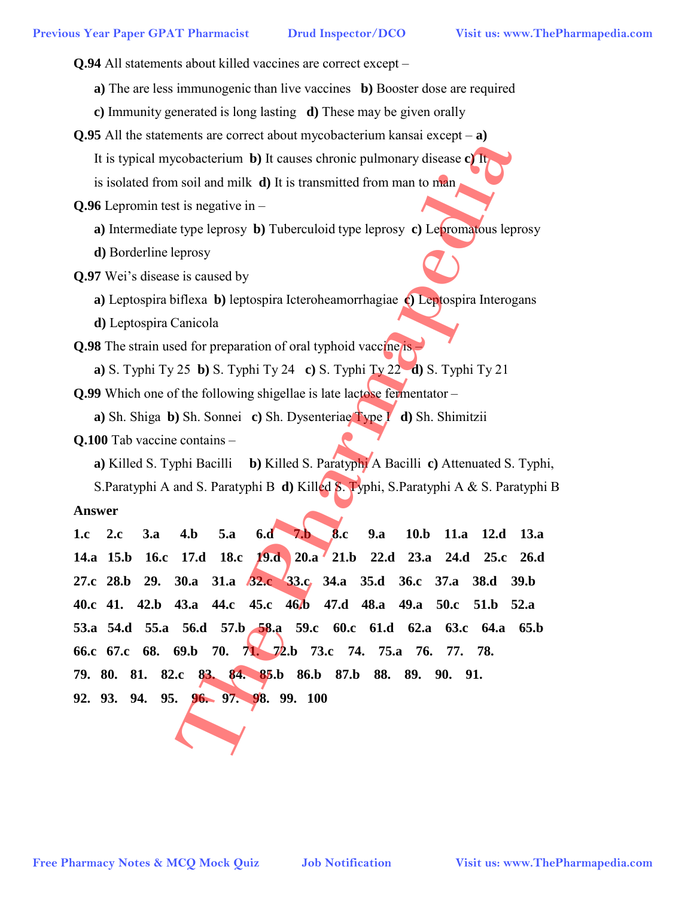**Q.94** All statements about killed vaccines are correct except –

**a)** The are less immunogenic than live vaccines **b)** Booster dose are required

**c)** Immunity generated is long lasting **d)** These may be given orally

**Q.95** All the statements are correct about mycobacterium kansai except – **a)** It is typical mycobacterium **b)** It causes chronic pulmonary disease **c)** It is isolated from soil and milk **d)** It is transmitted from man to man

**Q.96** Lepromin test is negative in –

**a)** Intermediate type leprosy **b)** Tuberculoid type leprosy **c)** Lepromatous leprosy **d)** Borderline leprosy

**Q.97** Wei's disease is caused by

**a)** Leptospira biflexa **b)** leptospira Icteroheamorrhagiae **c)** Leptospira Interogans **d)** Leptospira Canicola

**Q.98** The strain used for preparation of oral typhoid vaccine is –

**a)** S. Typhi Ty 25 **b)** S. Typhi Ty 24 **c)** S. Typhi Ty 22 **d)** S. Typhi Ty 21

**Q.99** Which one of the following shigellae is late lactose fermentator –

**a)** Sh. Shiga **b)** Sh. Sonnei **c)** Sh. Dysenteriae Type I **d)** Sh. Shimitzii

**Q.100** Tab vaccine contains –

**a)** Killed S. Typhi Bacilli **b)** Killed S. Paratyphi A Bacilli **c)** Attenuated S. Typhi, S.Paratyphi A and S. Paratyphi B **d)** Killed S. Typhi, S.Paratyphi A & S. Paratyphi B

**Answer**

**1.c 2.c 3.a 4.b 5.a 6.d 7.b 8.c 9.a 10.b 11.a 12.d 13.a 14.a 15.b 16.c 17.d 18.c 19.d 20.a 21.b 22.d 23.a 24.d 25.c 26.d 27.c 28.b 29. 30.a 31.a 32.c 33.c 34.a 35.d 36.c 37.a 38.d 39.b 40.c 41. 42.b 43.a 44.c 45.c 46.b 47.d 48.a 49.a 50.c 51.b 52.a 53.a 54.d 55.a 56.d 57.b 58.a 59.c 60.c 61.d 62.a 63.c 64.a 65.b 66.c 67.c 68. 69.b 70. 71. 72.b 73.c 74. 75.a 76. 77. 78. 79. 80. 81. 82.c 83. 84. 85.b 86.b 87.b 88. 89. 90. 91. 92. 93. 94. 95. 96. 97. 98. 99. 100**